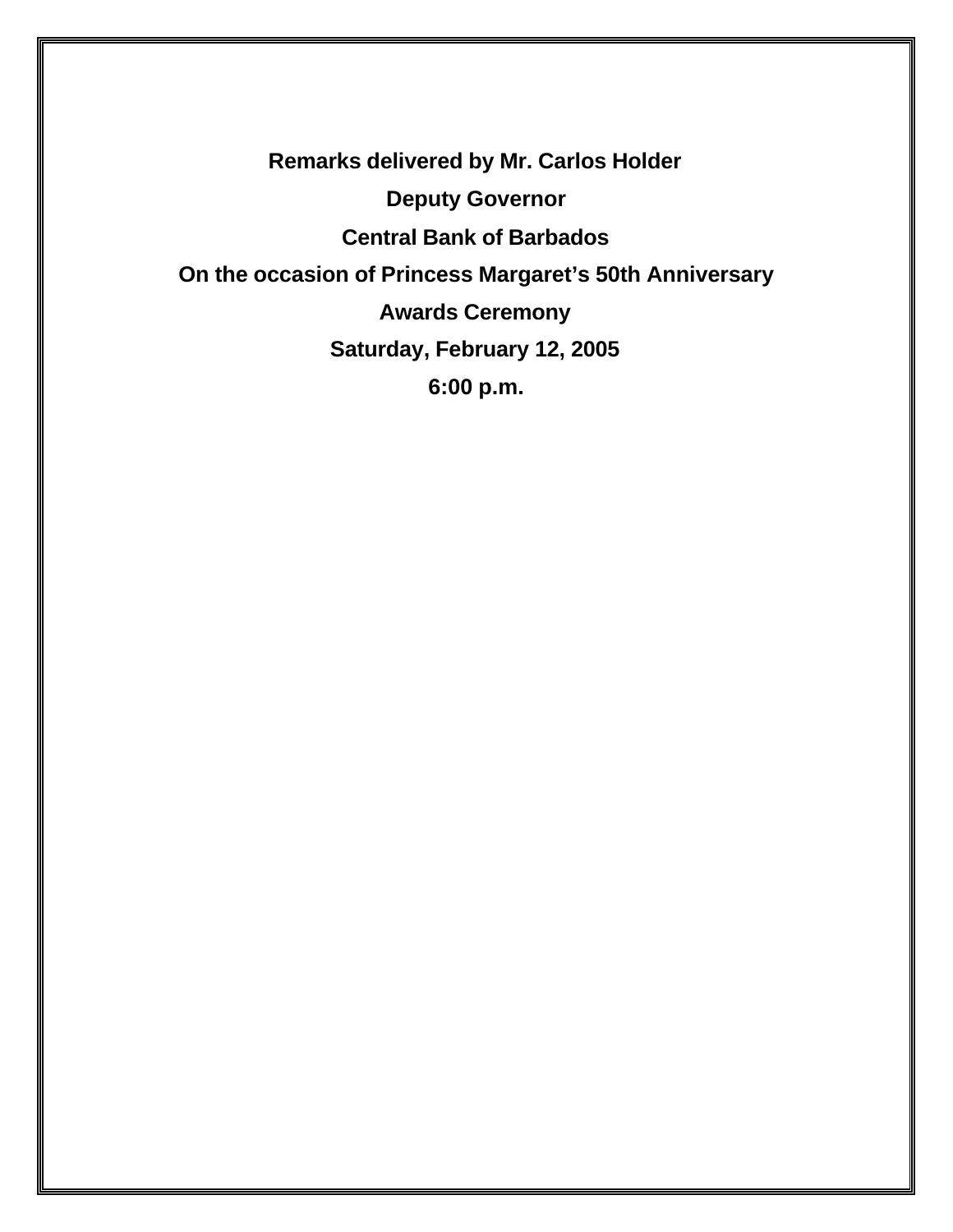**Remarks delivered by Mr. Carlos Holder**

**Deputy Governor**

**Central Bank of Barbados**

**On the occasion of Princess Margaret's 50th Anniversary**

**Awards Ceremony**

**Saturday, February 12, 2005**

**6:00 p.m.**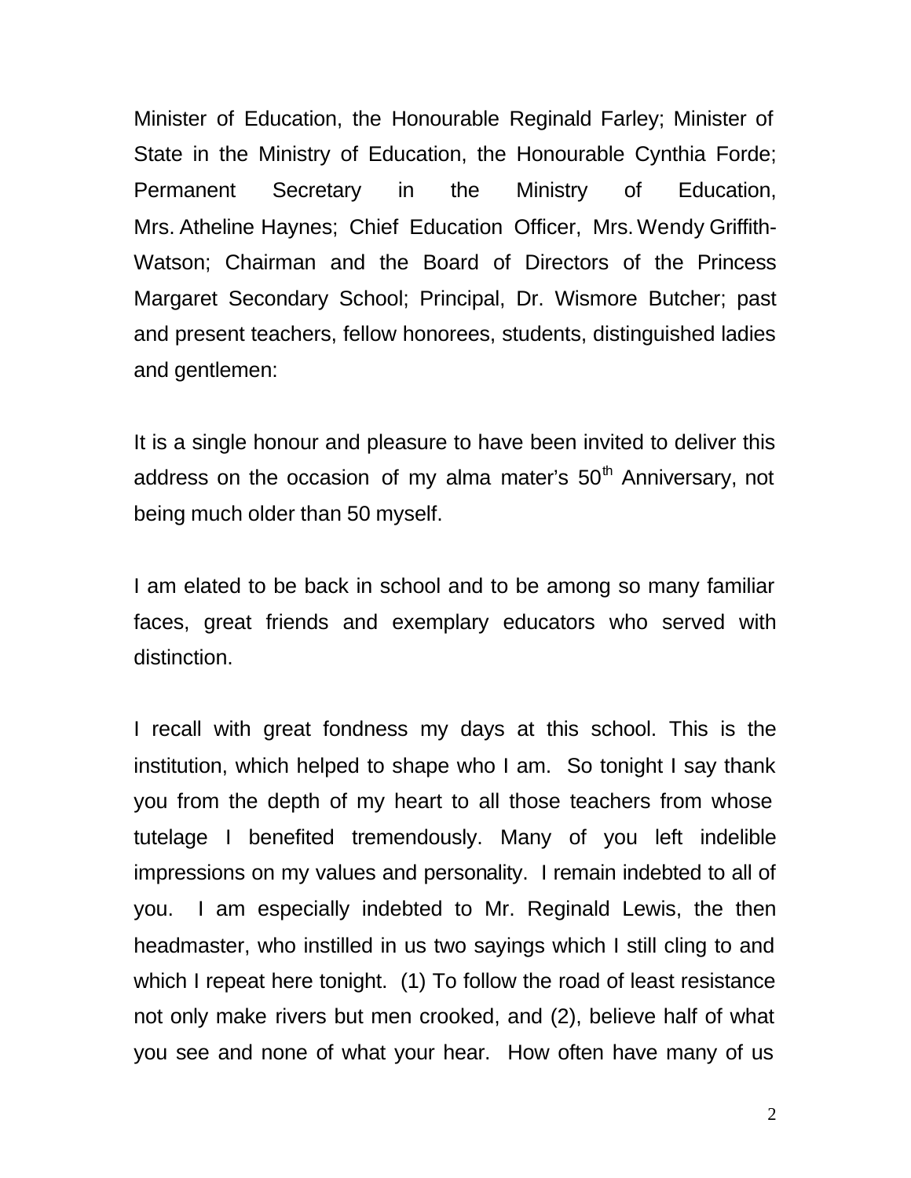Minister of Education, the Honourable Reginald Farley; Minister of State in the Ministry of Education, the Honourable Cynthia Forde; Permanent Secretary in the Ministry of Education, Mrs. Atheline Haynes; Chief Education Officer, Mrs. Wendy Griffith-Watson; Chairman and the Board of Directors of the Princess Margaret Secondary School; Principal, Dr. Wismore Butcher; past and present teachers, fellow honorees, students, distinguished ladies and gentlemen:

It is a single honour and pleasure to have been invited to deliver this address on the occasion of my alma mater's 50th Anniversary, not being much older than 50 myself.

I am elated to be back in school and to be among so many familiar faces, great friends and exemplary educators who served with distinction.

I recall with great fondness my days at this school. This is the institution, which helped to shape who I am. So tonight I say thank you from the depth of my heart to all those teachers from whose tutelage I benefited tremendously. Many of you left indelible impressions on my values and personality. I remain indebted to all of you. I am especially indebted to Mr. Reginald Lewis, the then headmaster, who instilled in us two sayings which I still cling to and which I repeat here tonight. (1) To follow the road of least resistance not only make rivers but men crooked, and (2), believe half of what you see and none of what your hear. How often have many of us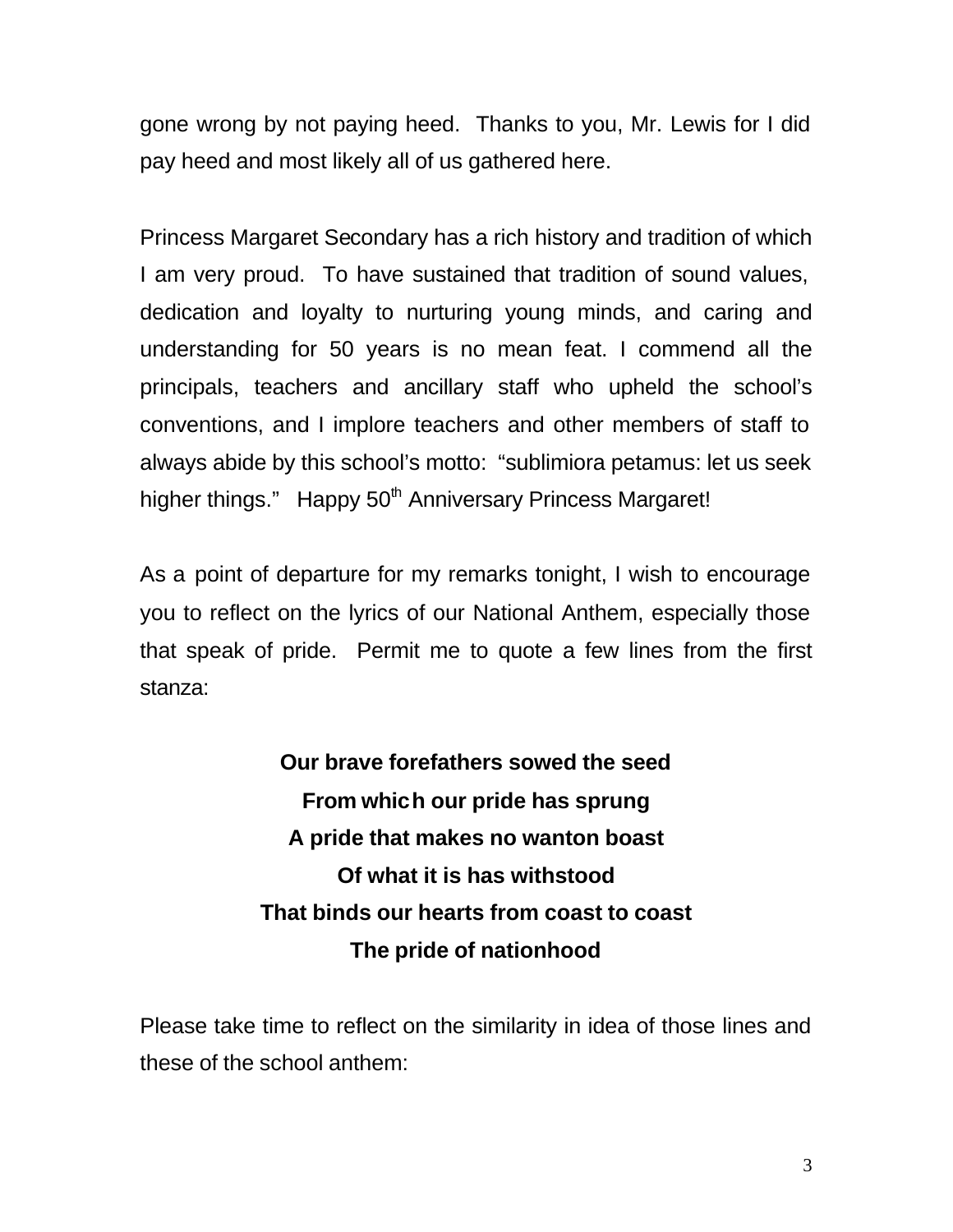gone wrong by not paying heed. Thanks to you, Mr. Lewis for I did pay heed and most likely all of us gathered here.

Princess Margaret Secondary has a rich history and tradition of which I am very proud. To have sustained that tradition of sound values, dedication and loyalty to nurturing young minds, and caring and understanding for 50 years is no mean feat. I commend all the principals, teachers and ancillary staff who upheld the school's conventions, and I implore teachers and other members of staff to always abide by this school's motto: "sublimiora petamus: let us seek higher things." Happy 50th Anniversary Princess Margaret!

As a point of departure for my remarks tonight, I wish to encourage you to reflect on the lyrics of our National Anthem, especially those that speak of pride. Permit me to quote a few lines from the first stanza:

**Our brave forefathers sowed the seed**
**From which our pride has sprung**
**A pride that makes no wanton boast**
**Of what it is has withstood**
**That binds our hearts from coast to coast**
**The pride of nationhood**

Please take time to reflect on the similarity in idea of those lines and these of the school anthem: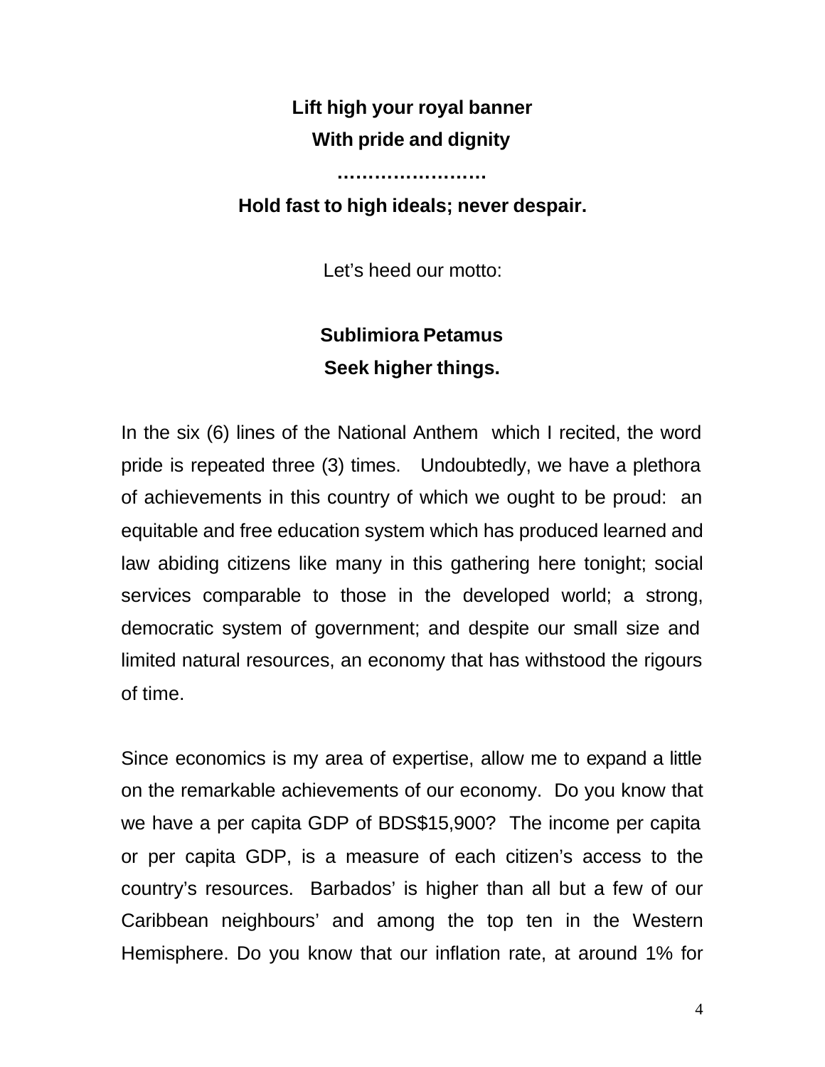**Lift high your royal banner**

**With pride and dignity**

**……………………**

**Hold fast to high ideals; never despair.**

Let's heed our motto:

**Sublimiora Petamus**

**Seek higher things.**

In the six (6) lines of the National Anthem which I recited, the word pride is repeated three (3) times. Undoubtedly, we have a plethora of achievements in this country of which we ought to be proud: an equitable and free education system which has produced learned and law abiding citizens like many in this gathering here tonight; social services comparable to those in the developed world; a strong, democratic system of government; and despite our small size and limited natural resources, an economy that has withstood the rigours of time.

Since economics is my area of expertise, allow me to expand a little on the remarkable achievements of our economy. Do you know that we have a per capita GDP of BDS$15,900? The income per capita or per capita GDP, is a measure of each citizen's access to the country's resources. Barbados' is higher than all but a few of our Caribbean neighbours' and among the top ten in the Western Hemisphere. Do you know that our inflation rate, at around 1% for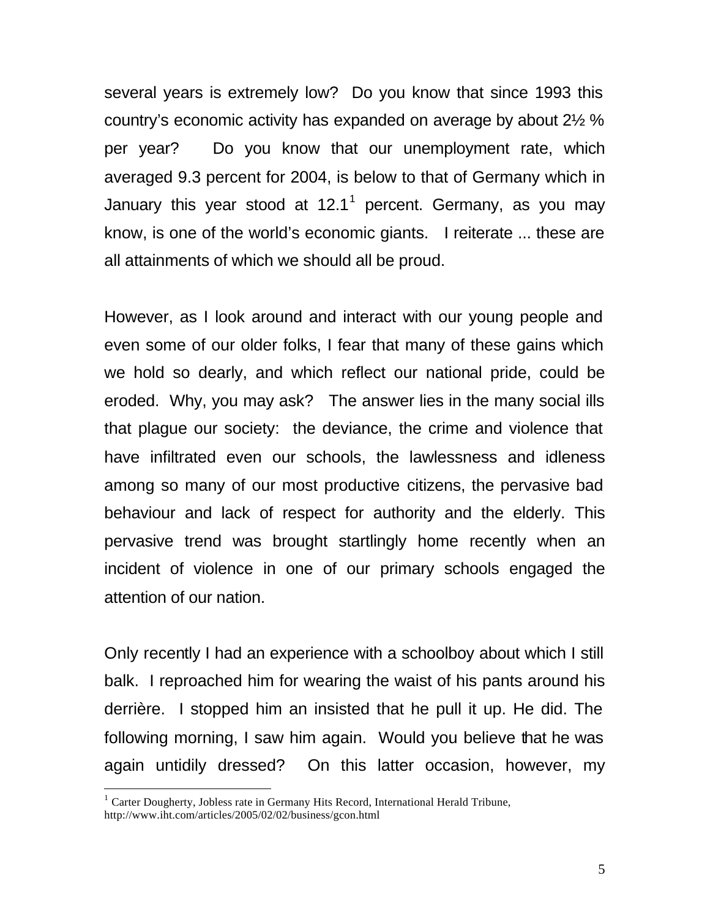several years is extremely low? Do you know that since 1993 this country's economic activity has expanded on average by about 2½ % per year? Do you know that our unemployment rate, which averaged 9.3 percent for 2004, is below to that of Germany which in January this year stood at 12.1[1] percent. Germany, as you may know, is one of the world's economic giants. I reiterate ... these are all attainments of which we should all be proud.

However, as I look around and interact with our young people and even some of our older folks, I fear that many of these gains which we hold so dearly, and which reflect our national pride, could be eroded. Why, you may ask? The answer lies in the many social ills that plague our society: the deviance, the crime and violence that have infiltrated even our schools, the lawlessness and idleness among so many of our most productive citizens, the pervasive bad behaviour and lack of respect for authority and the elderly. This pervasive trend was brought startlingly home recently when an incident of violence in one of our primary schools engaged the attention of our nation.

Only recently I had an experience with a schoolboy about which I still balk. I reproached him for wearing the waist of his pants around his derrière. I stopped him an insisted that he pull it up. He did. The following morning, I saw him again. Would you believe that he was again untidily dressed? On this latter occasion, however, my

---

[1] Carter Dougherty, Jobless rate in Germany Hits Record, International Herald Tribune, http://www.iht.com/articles/2005/02/02/business/gcon.html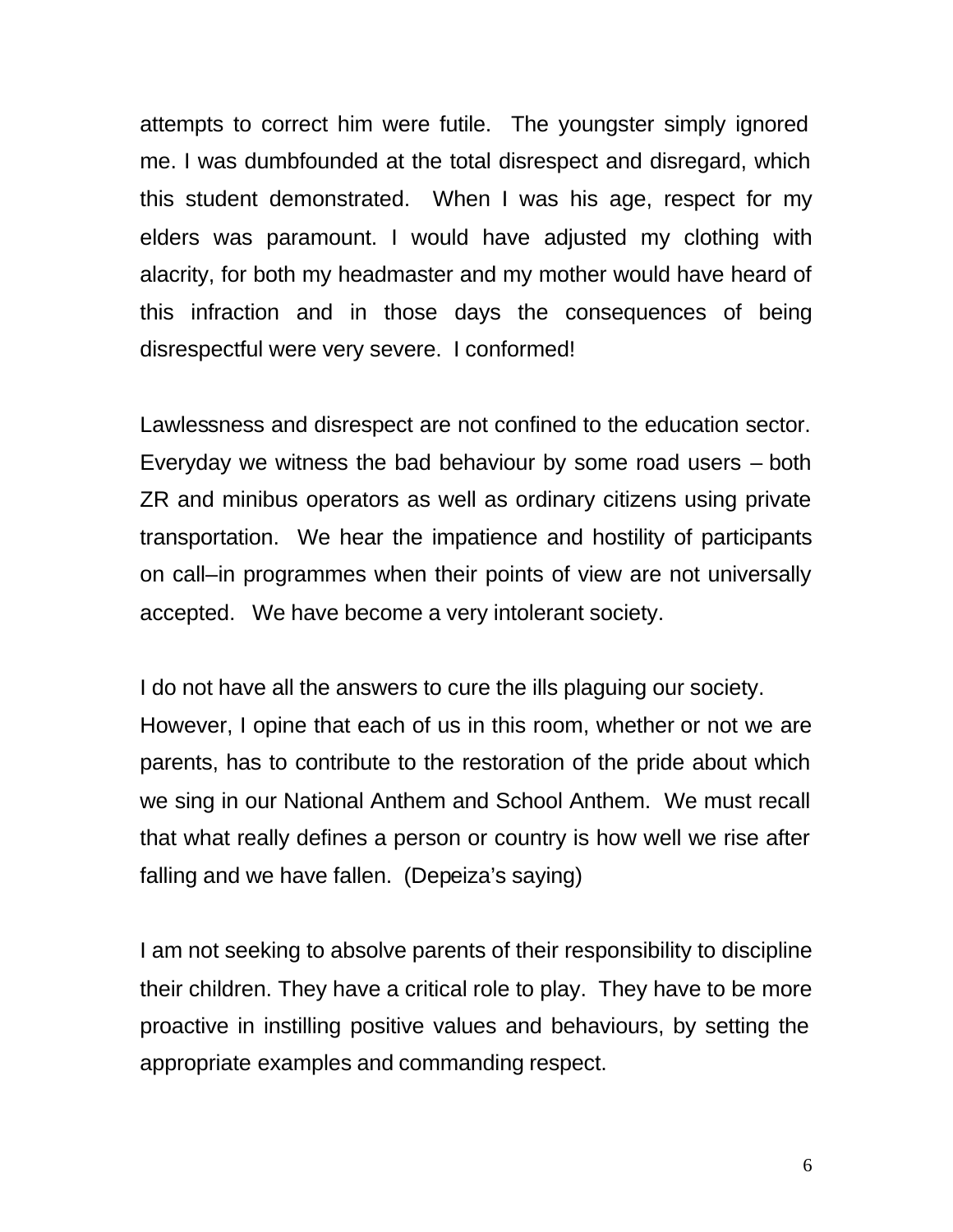attempts to correct him were futile. The youngster simply ignored me. I was dumbfounded at the total disrespect and disregard, which this student demonstrated. When I was his age, respect for my elders was paramount. I would have adjusted my clothing with alacrity, for both my headmaster and my mother would have heard of this infraction and in those days the consequences of being disrespectful were very severe. I conformed!

Lawlessness and disrespect are not confined to the education sector. Everyday we witness the bad behaviour by some road users – both ZR and minibus operators as well as ordinary citizens using private transportation. We hear the impatience and hostility of participants on call–in programmes when their points of view are not universally accepted. We have become a very intolerant society.

I do not have all the answers to cure the ills plaguing our society.
However, I opine that each of us in this room, whether or not we are parents, has to contribute to the restoration of the pride about which we sing in our National Anthem and School Anthem. We must recall that what really defines a person or country is how well we rise after falling and we have fallen. (Depeiza's saying)

I am not seeking to absolve parents of their responsibility to discipline their children. They have a critical role to play. They have to be more proactive in instilling positive values and behaviours, by setting the appropriate examples and commanding respect.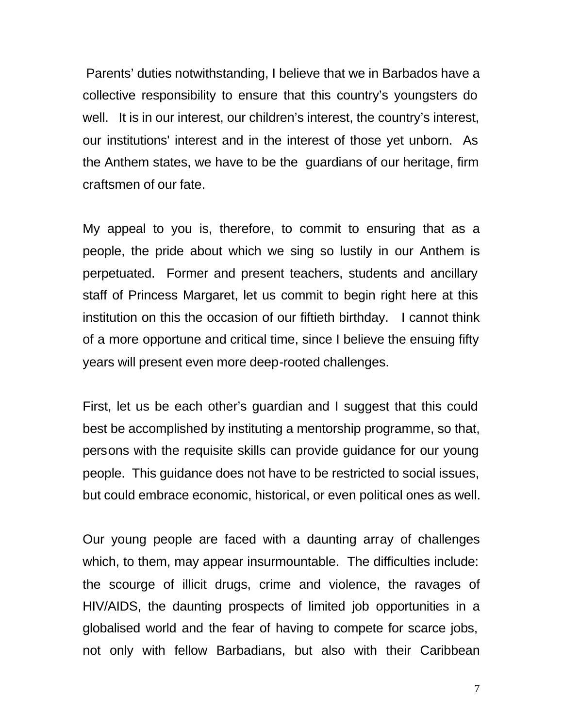Parents' duties notwithstanding, I believe that we in Barbados have a collective responsibility to ensure that this country's youngsters do well. It is in our interest, our children's interest, the country's interest, our institutions' interest and in the interest of those yet unborn. As the Anthem states, we have to be the guardians of our heritage, firm craftsmen of our fate.

My appeal to you is, therefore, to commit to ensuring that as a people, the pride about which we sing so lustily in our Anthem is perpetuated. Former and present teachers, students and ancillary staff of Princess Margaret, let us commit to begin right here at this institution on this the occasion of our fiftieth birthday. I cannot think of a more opportune and critical time, since I believe the ensuing fifty years will present even more deep-rooted challenges.

First, let us be each other's guardian and I suggest that this could best be accomplished by instituting a mentorship programme, so that, persons with the requisite skills can provide guidance for our young people. This guidance does not have to be restricted to social issues, but could embrace economic, historical, or even political ones as well.

Our young people are faced with a daunting array of challenges which, to them, may appear insurmountable. The difficulties include: the scourge of illicit drugs, crime and violence, the ravages of HIV/AIDS, the daunting prospects of limited job opportunities in a globalised world and the fear of having to compete for scarce jobs, not only with fellow Barbadians, but also with their Caribbean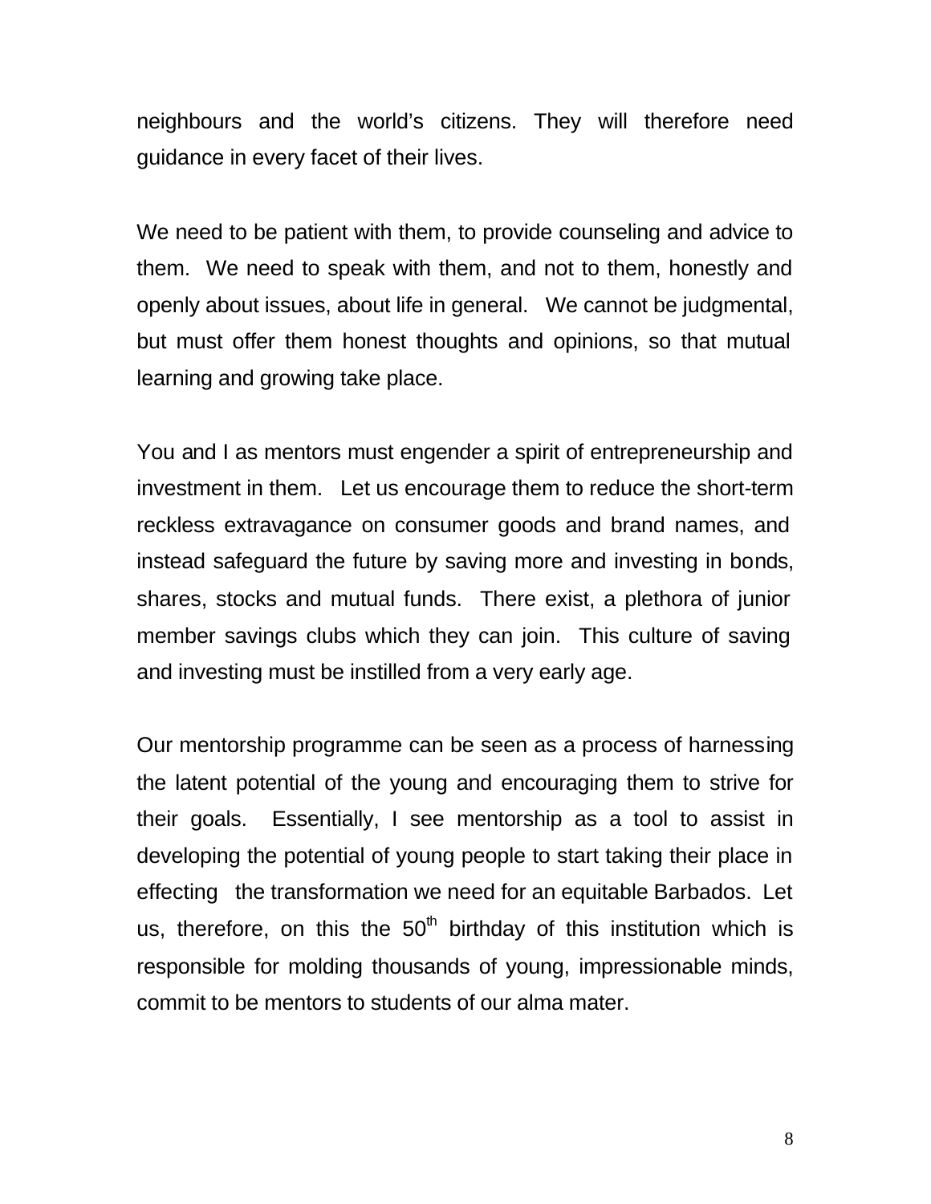neighbours and the world's citizens. They will therefore need guidance in every facet of their lives.

We need to be patient with them, to provide counseling and advice to them. We need to speak with them, and not to them, honestly and openly about issues, about life in general. We cannot be judgmental, but must offer them honest thoughts and opinions, so that mutual learning and growing take place.

You and I as mentors must engender a spirit of entrepreneurship and investment in them. Let us encourage them to reduce the short-term reckless extravagance on consumer goods and brand names, and instead safeguard the future by saving more and investing in bonds, shares, stocks and mutual funds. There exist, a plethora of junior member savings clubs which they can join. This culture of saving and investing must be instilled from a very early age.

Our mentorship programme can be seen as a process of harnessing the latent potential of the young and encouraging them to strive for their goals. Essentially, I see mentorship as a tool to assist in developing the potential of young people to start taking their place in effecting the transformation we need for an equitable Barbados. Let us, therefore, on this the 50th birthday of this institution which is responsible for molding thousands of young, impressionable minds, commit to be mentors to students of our alma mater.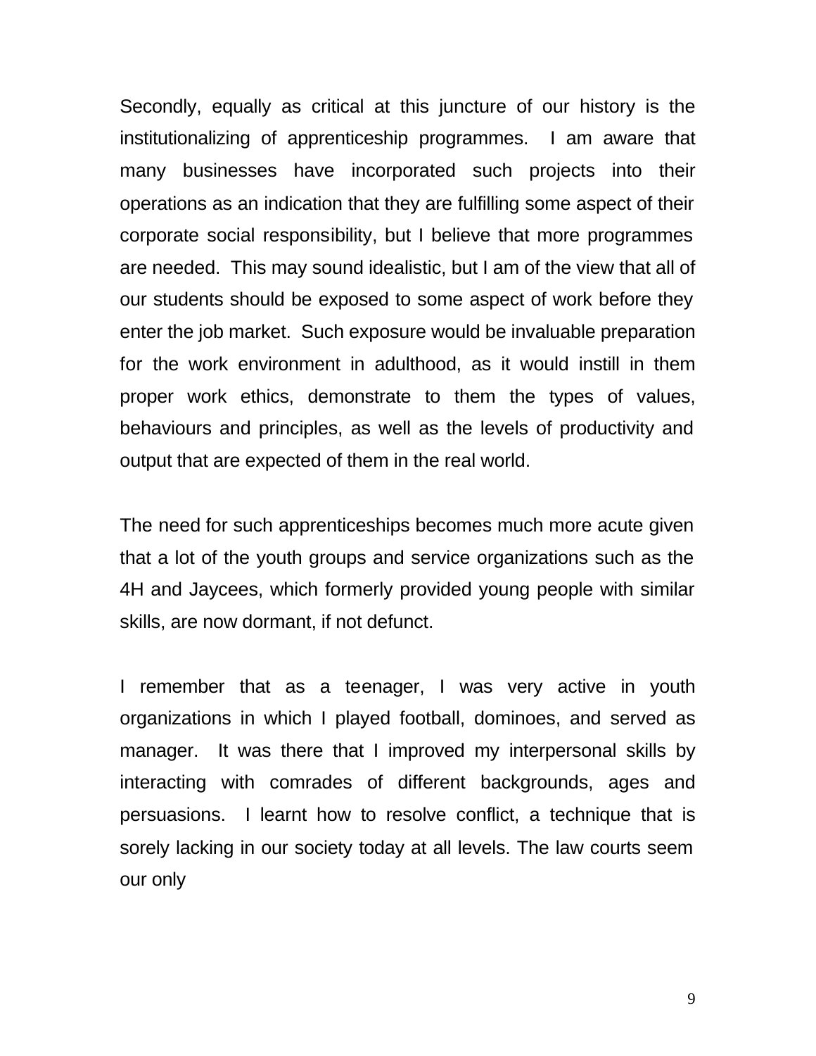Secondly, equally as critical at this juncture of our history is the institutionalizing of apprenticeship programmes. I am aware that many businesses have incorporated such projects into their operations as an indication that they are fulfilling some aspect of their corporate social responsibility, but I believe that more programmes are needed. This may sound idealistic, but I am of the view that all of our students should be exposed to some aspect of work before they enter the job market. Such exposure would be invaluable preparation for the work environment in adulthood, as it would instill in them proper work ethics, demonstrate to them the types of values, behaviours and principles, as well as the levels of productivity and output that are expected of them in the real world.

The need for such apprenticeships becomes much more acute given that a lot of the youth groups and service organizations such as the 4H and Jaycees, which formerly provided young people with similar skills, are now dormant, if not defunct.

I remember that as a teenager, I was very active in youth organizations in which I played football, dominoes, and served as manager. It was there that I improved my interpersonal skills by interacting with comrades of different backgrounds, ages and persuasions. I learnt how to resolve conflict, a technique that is sorely lacking in our society today at all levels. The law courts seem our only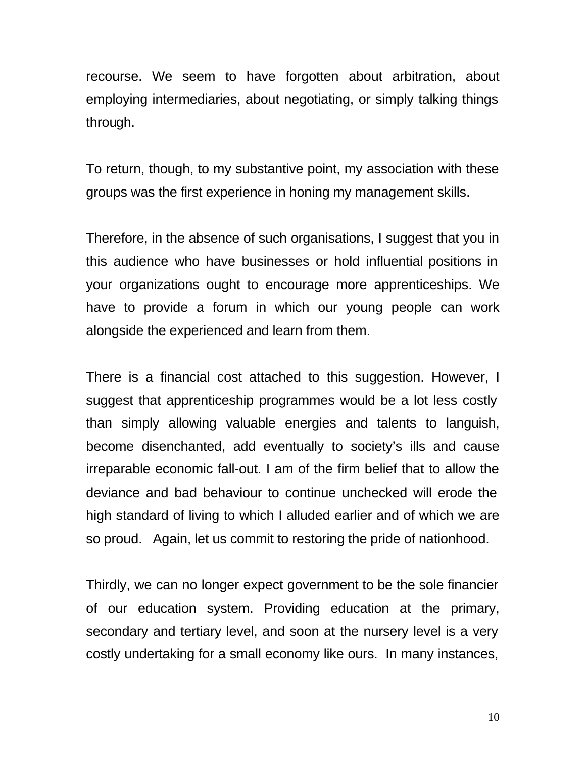recourse. We seem to have forgotten about arbitration, about employing intermediaries, about negotiating, or simply talking things through.

To return, though, to my substantive point, my association with these groups was the first experience in honing my management skills.

Therefore, in the absence of such organisations, I suggest that you in this audience who have businesses or hold influential positions in your organizations ought to encourage more apprenticeships. We have to provide a forum in which our young people can work alongside the experienced and learn from them.

There is a financial cost attached to this suggestion. However, I suggest that apprenticeship programmes would be a lot less costly than simply allowing valuable energies and talents to languish, become disenchanted, add eventually to society's ills and cause irreparable economic fall-out. I am of the firm belief that to allow the deviance and bad behaviour to continue unchecked will erode the high standard of living to which I alluded earlier and of which we are so proud.  Again, let us commit to restoring the pride of nationhood.

Thirdly, we can no longer expect government to be the sole financier of our education system. Providing education at the primary, secondary and tertiary level, and soon at the nursery level is a very costly undertaking for a small economy like ours.  In many instances,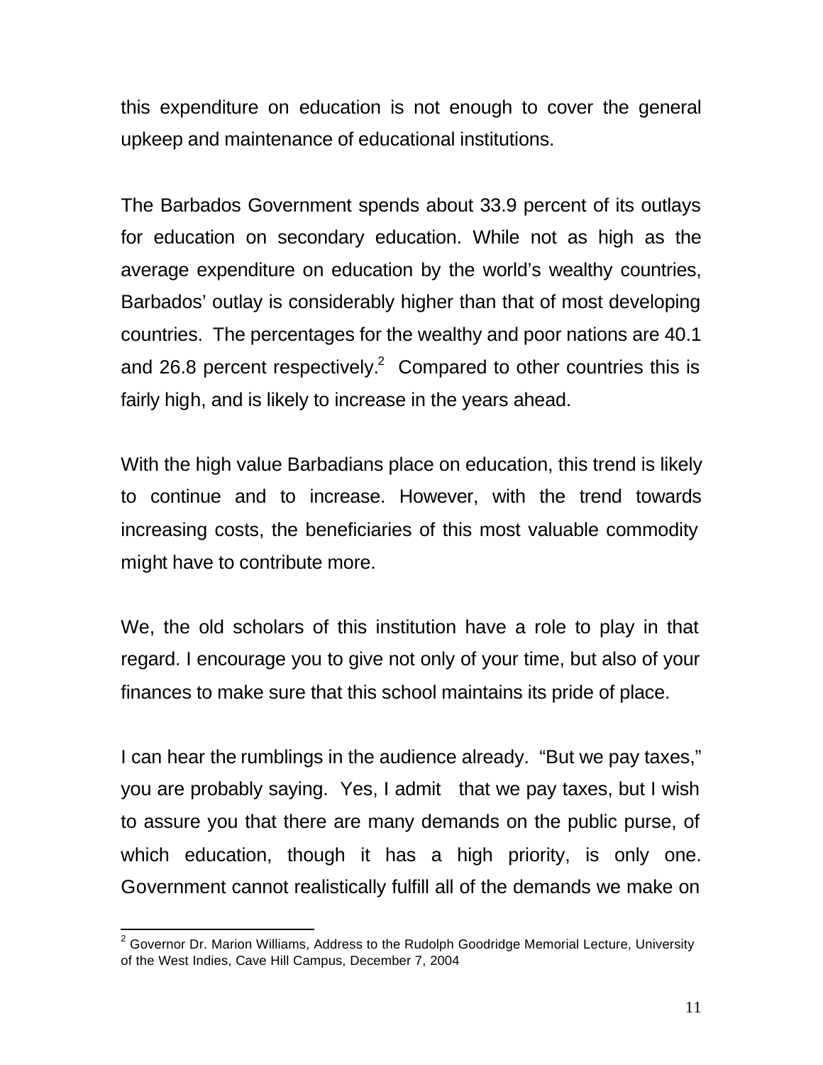this expenditure on education is not enough to cover the general upkeep and maintenance of educational institutions.

The Barbados Government spends about 33.9 percent of its outlays for education on secondary education. While not as high as the average expenditure on education by the world's wealthy countries, Barbados' outlay is considerably higher than that of most developing countries. The percentages for the wealthy and poor nations are 40.1 and 26.8 percent respectively.[2] Compared to other countries this is fairly high, and is likely to increase in the years ahead.

With the high value Barbadians place on education, this trend is likely to continue and to increase. However, with the trend towards increasing costs, the beneficiaries of this most valuable commodity might have to contribute more.

We, the old scholars of this institution have a role to play in that regard. I encourage you to give not only of your time, but also of your finances to make sure that this school maintains its pride of place.

I can hear the rumblings in the audience already. "But we pay taxes," you are probably saying. Yes, I admit that we pay taxes, but I wish to assure you that there are many demands on the public purse, of which education, though it has a high priority, is only one. Government cannot realistically fulfill all of the demands we make on

---

[2] Governor Dr. Marion Williams, Address to the Rudolph Goodridge Memorial Lecture, University of the West Indies, Cave Hill Campus, December 7, 2004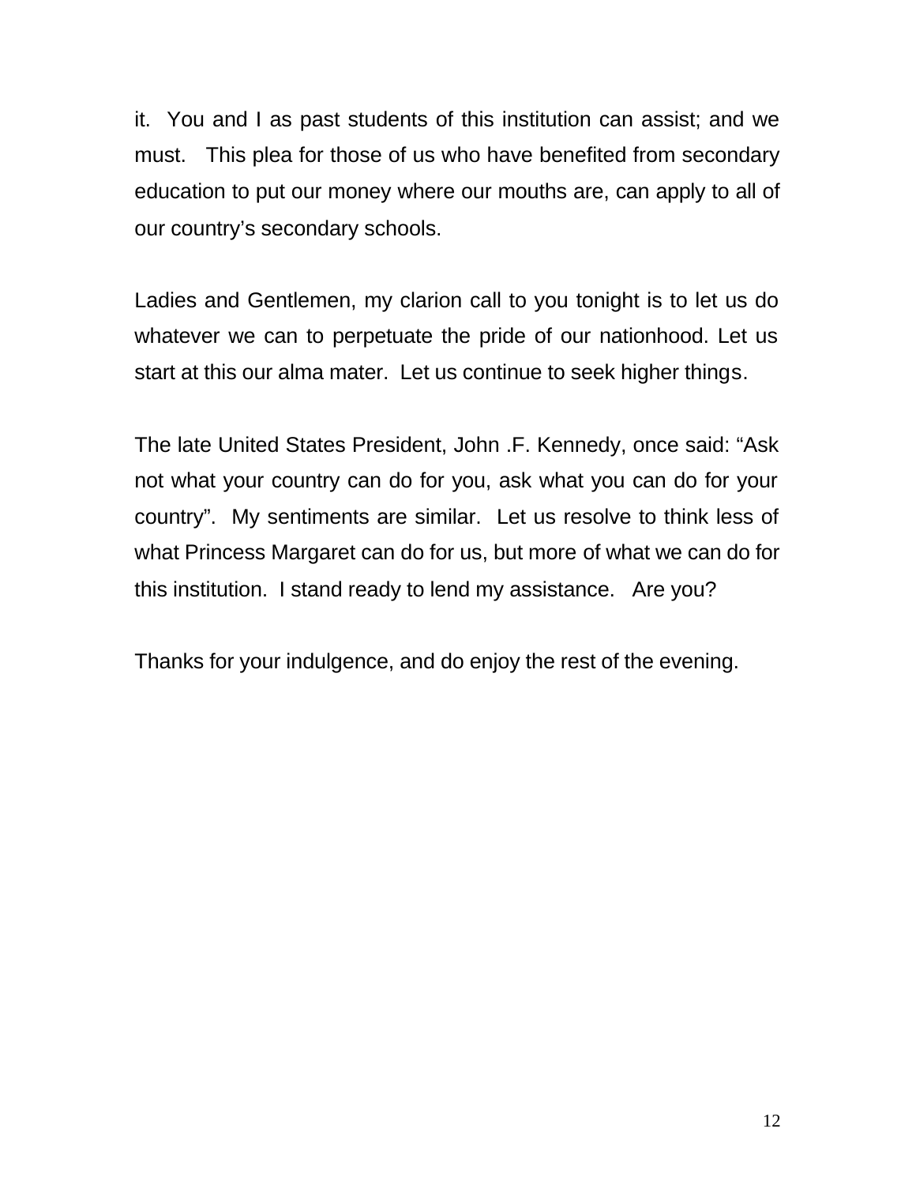it. You and I as past students of this institution can assist; and we must. This plea for those of us who have benefited from secondary education to put our money where our mouths are, can apply to all of our country's secondary schools.

Ladies and Gentlemen, my clarion call to you tonight is to let us do whatever we can to perpetuate the pride of our nationhood. Let us start at this our alma mater. Let us continue to seek higher things.

The late United States President, John .F. Kennedy, once said: "Ask not what your country can do for you, ask what you can do for your country". My sentiments are similar. Let us resolve to think less of what Princess Margaret can do for us, but more of what we can do for this institution. I stand ready to lend my assistance. Are you?

Thanks for your indulgence, and do enjoy the rest of the evening.